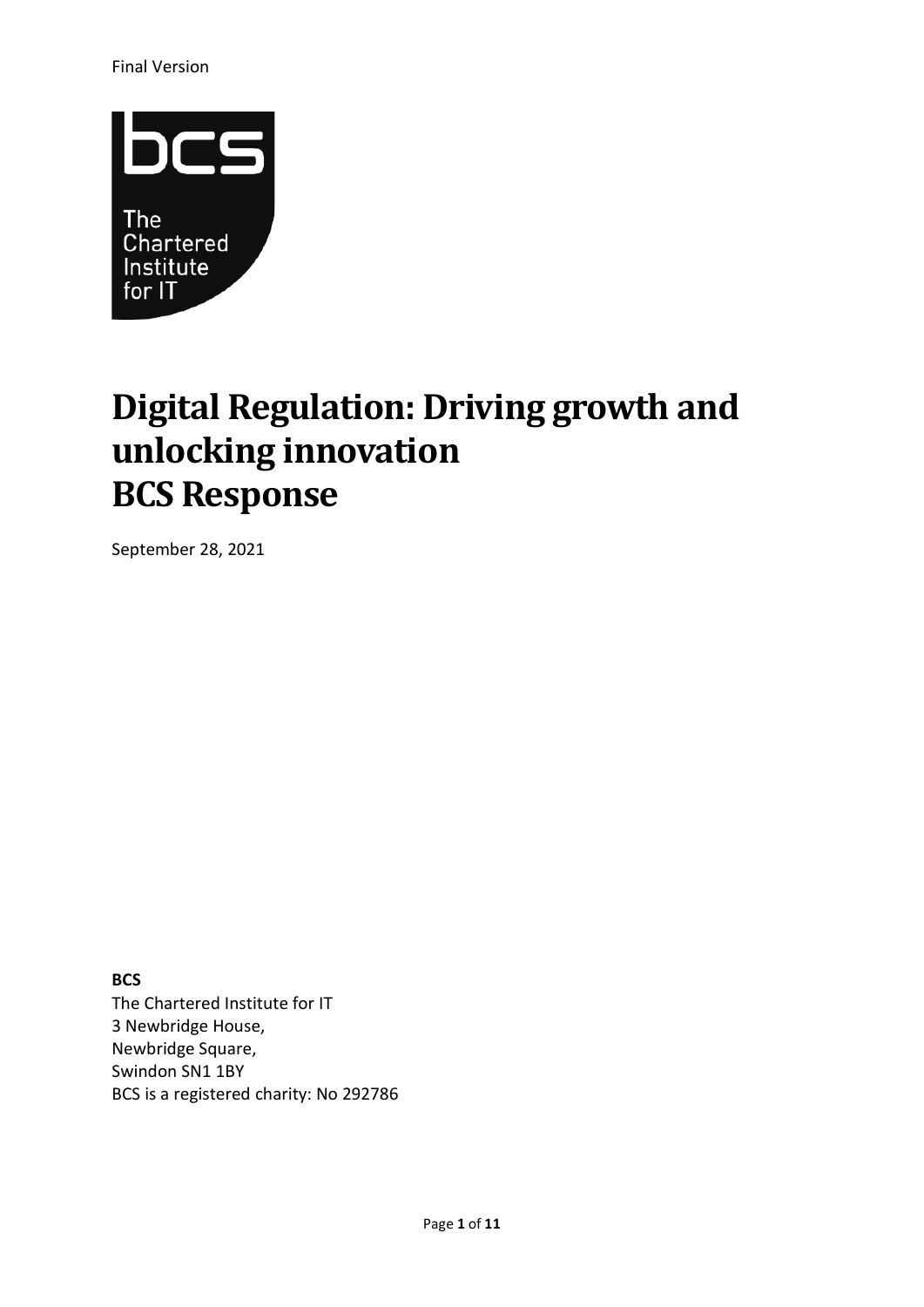Final Version

# Digital Regulation: Driving growth and unlocking innovation
# BCS Response

September 28, 2021

**BCS**
The Chartered Institute for IT
3 Newbridge House,
Newbridge Square,
Swindon SN1 1BY
BCS is a registered charity: No 292786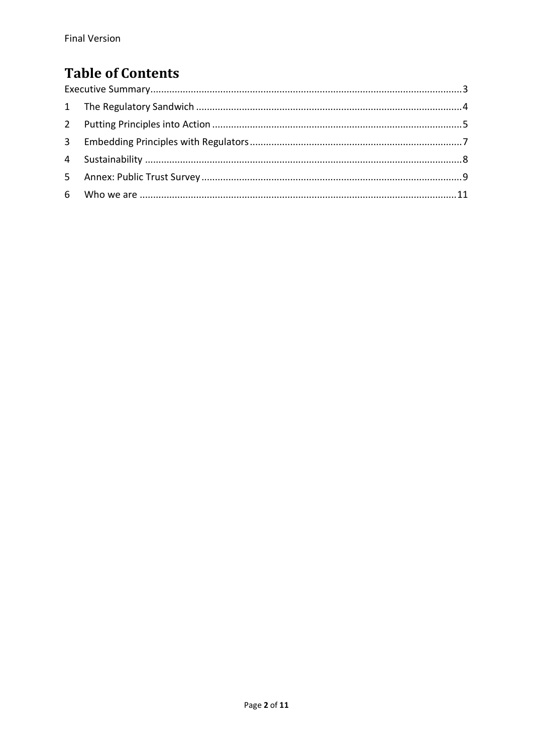# Table of Contents

Executive Summary....3

1 The Regulatory Sandwich....4

2 Putting Principles into Action....5

3 Embedding Principles with Regulators....7

4 Sustainability....8

5 Annex: Public Trust Survey....9

6 Who we are....11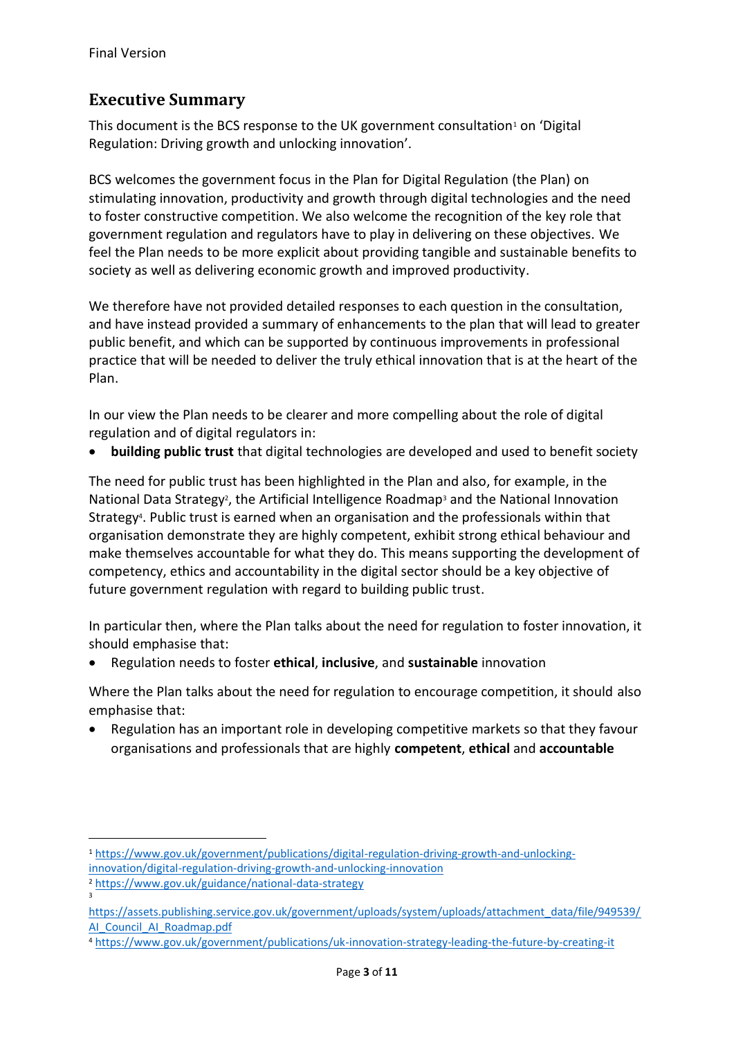## Executive Summary

This document is the BCS response to the UK government consultation[1] on 'Digital Regulation: Driving growth and unlocking innovation'.

BCS welcomes the government focus in the Plan for Digital Regulation (the Plan) on stimulating innovation, productivity and growth through digital technologies and the need to foster constructive competition. We also welcome the recognition of the key role that government regulation and regulators have to play in delivering on these objectives. We feel the Plan needs to be more explicit about providing tangible and sustainable benefits to society as well as delivering economic growth and improved productivity.

We therefore have not provided detailed responses to each question in the consultation, and have instead provided a summary of enhancements to the plan that will lead to greater public benefit, and which can be supported by continuous improvements in professional practice that will be needed to deliver the truly ethical innovation that is at the heart of the Plan.

In our view the Plan needs to be clearer and more compelling about the role of digital regulation and of digital regulators in:

- **building public trust** that digital technologies are developed and used to benefit society

The need for public trust has been highlighted in the Plan and also, for example, in the National Data Strategy[2], the Artificial Intelligence Roadmap[3] and the National Innovation Strategy[4]. Public trust is earned when an organisation and the professionals within that organisation demonstrate they are highly competent, exhibit strong ethical behaviour and make themselves accountable for what they do. This means supporting the development of competency, ethics and accountability in the digital sector should be a key objective of future government regulation with regard to building public trust.

In particular then, where the Plan talks about the need for regulation to foster innovation, it should emphasise that:

- Regulation needs to foster **ethical**, **inclusive**, and **sustainable** innovation

Where the Plan talks about the need for regulation to encourage competition, it should also emphasise that:

- Regulation has an important role in developing competitive markets so that they favour organisations and professionals that are highly **competent**, **ethical** and **accountable**

---

[1] https://www.gov.uk/government/publications/digital-regulation-driving-growth-and-unlocking-innovation/digital-regulation-driving-growth-and-unlocking-innovation

[2] https://www.gov.uk/guidance/national-data-strategy

[3] https://assets.publishing.service.gov.uk/government/uploads/system/uploads/attachment_data/file/949539/AI_Council_AI_Roadmap.pdf

[4] https://www.gov.uk/government/publications/uk-innovation-strategy-leading-the-future-by-creating-it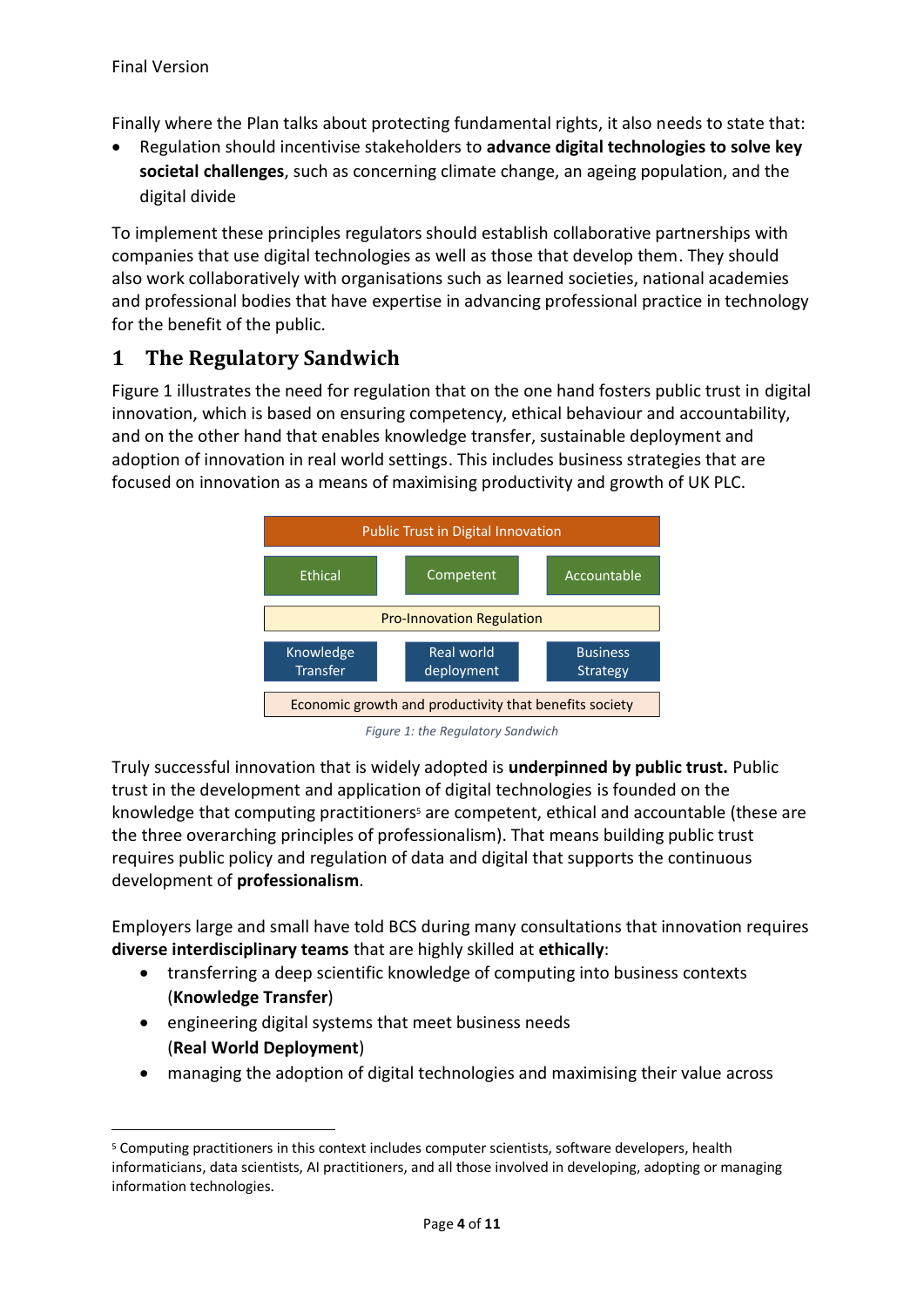Finally where the Plan talks about protecting fundamental rights, it also needs to state that:

- Regulation should incentivise stakeholders to **advance digital technologies to solve key societal challenges**, such as concerning climate change, an ageing population, and the digital divide

To implement these principles regulators should establish collaborative partnerships with companies that use digital technologies as well as those that develop them. They should also work collaboratively with organisations such as learned societies, national academies and professional bodies that have expertise in advancing professional practice in technology for the benefit of the public.

# 1 The Regulatory Sandwich

Figure 1 illustrates the need for regulation that on the one hand fosters public trust in digital innovation, which is based on ensuring competency, ethical behaviour and accountability, and on the other hand that enables knowledge transfer, sustainable deployment and adoption of innovation in real world settings. This includes business strategies that are focused on innovation as a means of maximising productivity and growth of UK PLC.

| Public Trust in Digital Innovation | | |
|---|---|---|
| Ethical | Competent | Accountable |
| Pro-Innovation Regulation | | |
| Knowledge Transfer | Real world deployment | Business Strategy |
| Economic growth and productivity that benefits society | | |

*Figure 1: the Regulatory Sandwich*

Truly successful innovation that is widely adopted is **underpinned by public trust.** Public trust in the development and application of digital technologies is founded on the knowledge that computing practitioners[5] are competent, ethical and accountable (these are the three overarching principles of professionalism). That means building public trust requires public policy and regulation of data and digital that supports the continuous development of **professionalism**.

Employers large and small have told BCS during many consultations that innovation requires **diverse interdisciplinary teams** that are highly skilled at **ethically**:

- transferring a deep scientific knowledge of computing into business contexts (**Knowledge Transfer**)
- engineering digital systems that meet business needs (**Real World Deployment**)
- managing the adoption of digital technologies and maximising their value across

[5] Computing practitioners in this context includes computer scientists, software developers, health informaticians, data scientists, AI practitioners, and all those involved in developing, adopting or managing information technologies.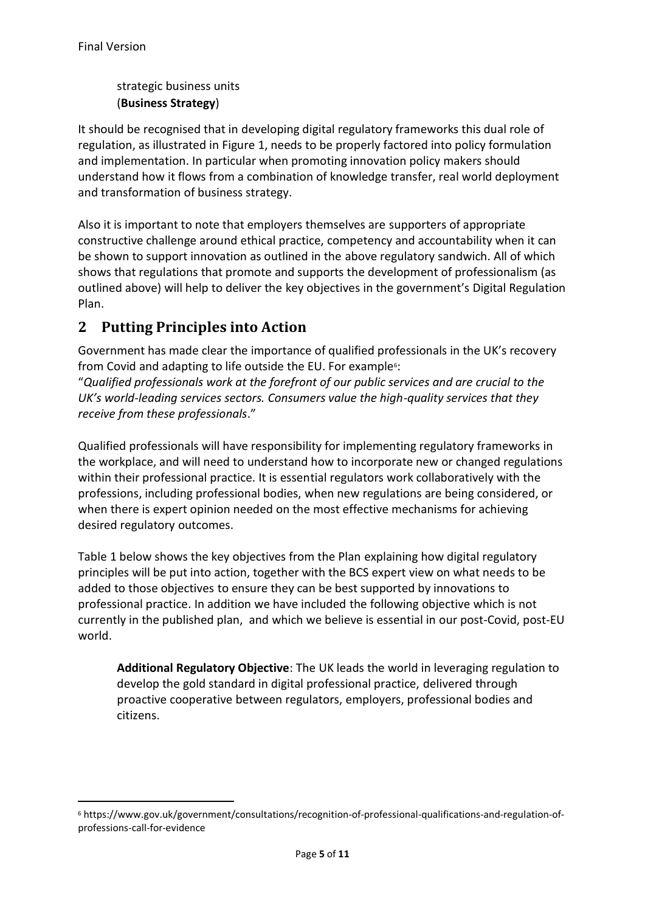strategic business units
(**Business Strategy**)

It should be recognised that in developing digital regulatory frameworks this dual role of regulation, as illustrated in Figure 1, needs to be properly factored into policy formulation and implementation. In particular when promoting innovation policy makers should understand how it flows from a combination of knowledge transfer, real world deployment and transformation of business strategy.

Also it is important to note that employers themselves are supporters of appropriate constructive challenge around ethical practice, competency and accountability when it can be shown to support innovation as outlined in the above regulatory sandwich. All of which shows that regulations that promote and supports the development of professionalism (as outlined above) will help to deliver the key objectives in the government's Digital Regulation Plan.

## 2 Putting Principles into Action

Government has made clear the importance of qualified professionals in the UK's recovery from Covid and adapting to life outside the EU. For example[6]:
"*Qualified professionals work at the forefront of our public services and are crucial to the UK's world-leading services sectors. Consumers value the high-quality services that they receive from these professionals*."

Qualified professionals will have responsibility for implementing regulatory frameworks in the workplace, and will need to understand how to incorporate new or changed regulations within their professional practice. It is essential regulators work collaboratively with the professions, including professional bodies, when new regulations are being considered, or when there is expert opinion needed on the most effective mechanisms for achieving desired regulatory outcomes.

Table 1 below shows the key objectives from the Plan explaining how digital regulatory principles will be put into action, together with the BCS expert view on what needs to be added to those objectives to ensure they can be best supported by innovations to professional practice. In addition we have included the following objective which is not currently in the published plan, and which we believe is essential in our post-Covid, post-EU world.

> **Additional Regulatory Objective**: The UK leads the world in leveraging regulation to develop the gold standard in digital professional practice, delivered through proactive cooperative between regulators, employers, professional bodies and citizens.

[6] https://www.gov.uk/government/consultations/recognition-of-professional-qualifications-and-regulation-of-professions-call-for-evidence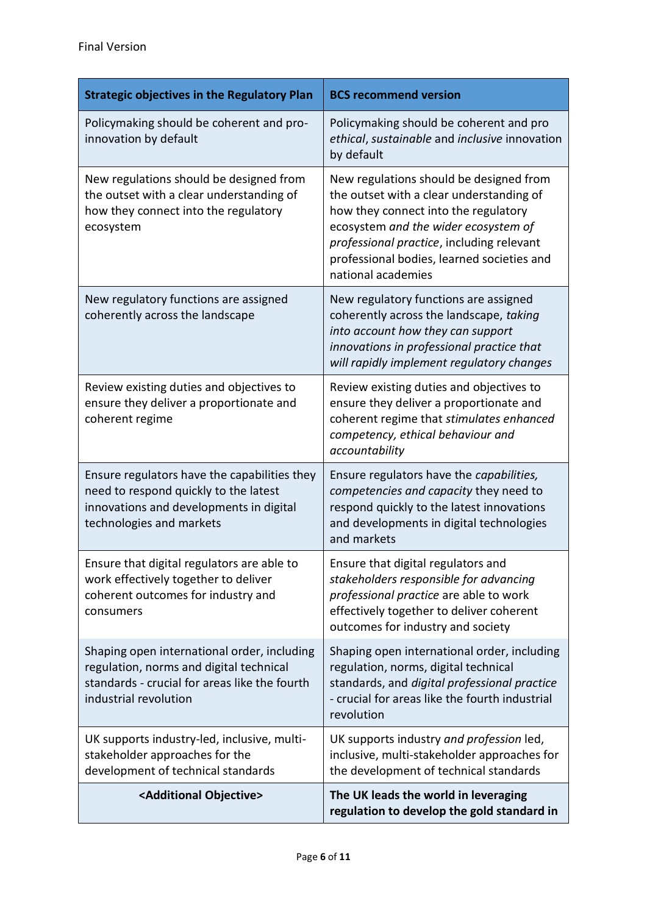Final Version

| **Strategic objectives in the Regulatory Plan** | **BCS recommend version** |
| --- | --- |
| Policymaking should be coherent and pro-innovation by default | Policymaking should be coherent and pro *ethical*, *sustainable* and *inclusive* innovation by default |
| New regulations should be designed from the outset with a clear understanding of how they connect into the regulatory ecosystem | New regulations should be designed from the outset with a clear understanding of how they connect into the regulatory ecosystem *and the wider ecosystem of professional practice*, including relevant professional bodies, learned societies and national academies |
| New regulatory functions are assigned coherently across the landscape | New regulatory functions are assigned coherently across the landscape, *taking into account how they can support innovations in professional practice that will rapidly implement regulatory changes* |
| Review existing duties and objectives to ensure they deliver a proportionate and coherent regime | Review existing duties and objectives to ensure they deliver a proportionate and coherent regime that *stimulates enhanced competency, ethical behaviour and accountability* |
| Ensure regulators have the capabilities they need to respond quickly to the latest innovations and developments in digital technologies and markets | Ensure regulators have the *capabilities, competencies and capacity* they need to respond quickly to the latest innovations and developments in digital technologies and markets |
| Ensure that digital regulators are able to work effectively together to deliver coherent outcomes for industry and consumers | Ensure that digital regulators and *stakeholders responsible for advancing professional practice* are able to work effectively together to deliver coherent outcomes for industry and society |
| Shaping open international order, including regulation, norms and digital technical standards - crucial for areas like the fourth industrial revolution | Shaping open international order, including regulation, norms, digital technical standards, and *digital professional practice* - crucial for areas like the fourth industrial revolution |
| UK supports industry-led, inclusive, multi-stakeholder approaches for the development of technical standards | UK supports industry *and profession* led, inclusive, multi-stakeholder approaches for the development of technical standards |
| **<Additional Objective>** | **The UK leads the world in leveraging regulation to develop the gold standard in** |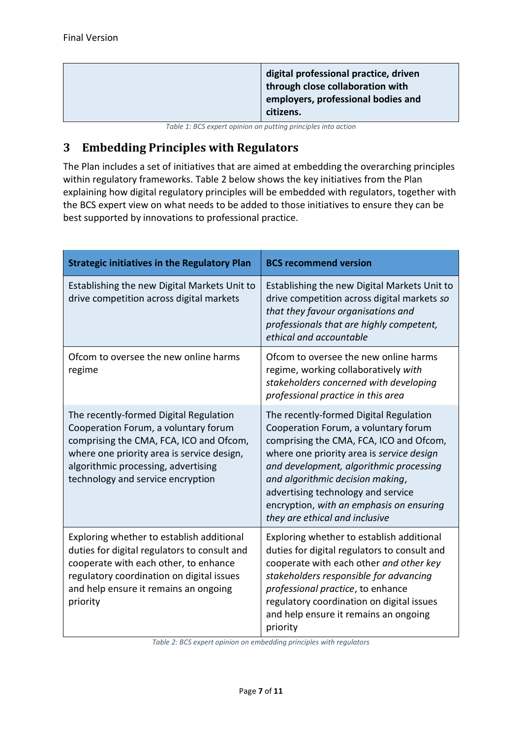| | **digital professional practice, driven through close collaboration with employers, professional bodies and citizens.** |
|---|---|

*Table 1: BCS expert opinion on putting principles into action*

## 3 Embedding Principles with Regulators

The Plan includes a set of initiatives that are aimed at embedding the overarching principles within regulatory frameworks. Table 2 below shows the key initiatives from the Plan explaining how digital regulatory principles will be embedded with regulators, together with the BCS expert view on what needs to be added to those initiatives to ensure they can be best supported by innovations to professional practice.

| **Strategic initiatives in the Regulatory Plan** | **BCS recommend version** |
|---|---|
| Establishing the new Digital Markets Unit to drive competition across digital markets | Establishing the new Digital Markets Unit to drive competition across digital markets *so that they favour organisations and professionals that are highly competent, ethical and accountable* |
| Ofcom to oversee the new online harms regime | Ofcom to oversee the new online harms regime, working collaboratively *with stakeholders concerned with developing professional practice in this area* |
| The recently-formed Digital Regulation Cooperation Forum, a voluntary forum comprising the CMA, FCA, ICO and Ofcom, where one priority area is service design, algorithmic processing, advertising technology and service encryption | The recently-formed Digital Regulation Cooperation Forum, a voluntary forum comprising the CMA, FCA, ICO and Ofcom, where one priority area is *service design and development, algorithmic processing and algorithmic decision making*, advertising technology and service encryption, *with an emphasis on ensuring they are ethical and inclusive* |
| Exploring whether to establish additional duties for digital regulators to consult and cooperate with each other, to enhance regulatory coordination on digital issues and help ensure it remains an ongoing priority | Exploring whether to establish additional duties for digital regulators to consult and cooperate with each other *and other key stakeholders responsible for advancing professional practice*, to enhance regulatory coordination on digital issues and help ensure it remains an ongoing priority |

*Table 2: BCS expert opinion on embedding principles with regulators*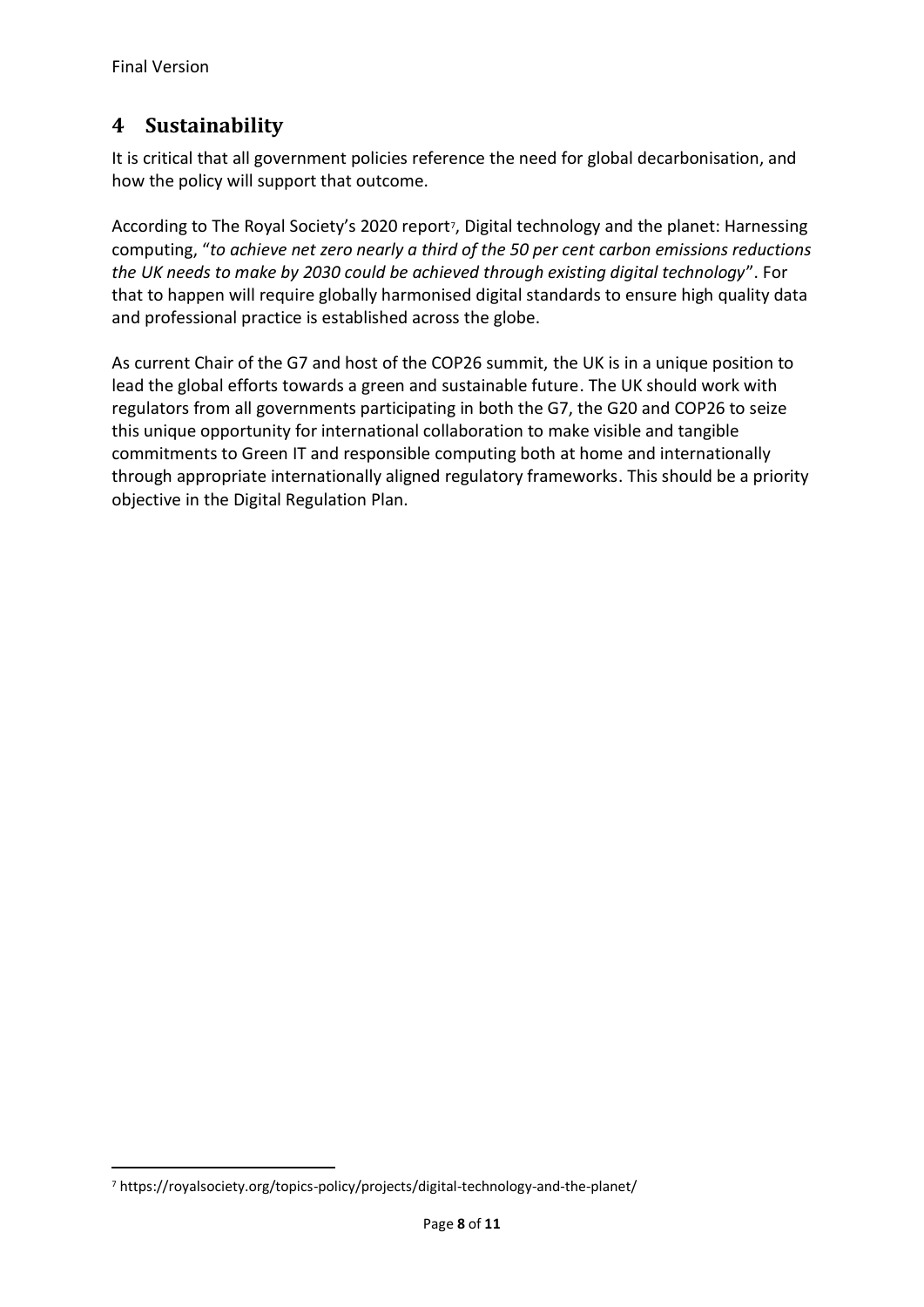## 4 Sustainability

It is critical that all government policies reference the need for global decarbonisation, and how the policy will support that outcome.

According to The Royal Society's 2020 report[7], Digital technology and the planet: Harnessing computing, "*to achieve net zero nearly a third of the 50 per cent carbon emissions reductions the UK needs to make by 2030 could be achieved through existing digital technology*". For that to happen will require globally harmonised digital standards to ensure high quality data and professional practice is established across the globe.

As current Chair of the G7 and host of the COP26 summit, the UK is in a unique position to lead the global efforts towards a green and sustainable future. The UK should work with regulators from all governments participating in both the G7, the G20 and COP26 to seize this unique opportunity for international collaboration to make visible and tangible commitments to Green IT and responsible computing both at home and internationally through appropriate internationally aligned regulatory frameworks. This should be a priority objective in the Digital Regulation Plan.

[7] https://royalsociety.org/topics-policy/projects/digital-technology-and-the-planet/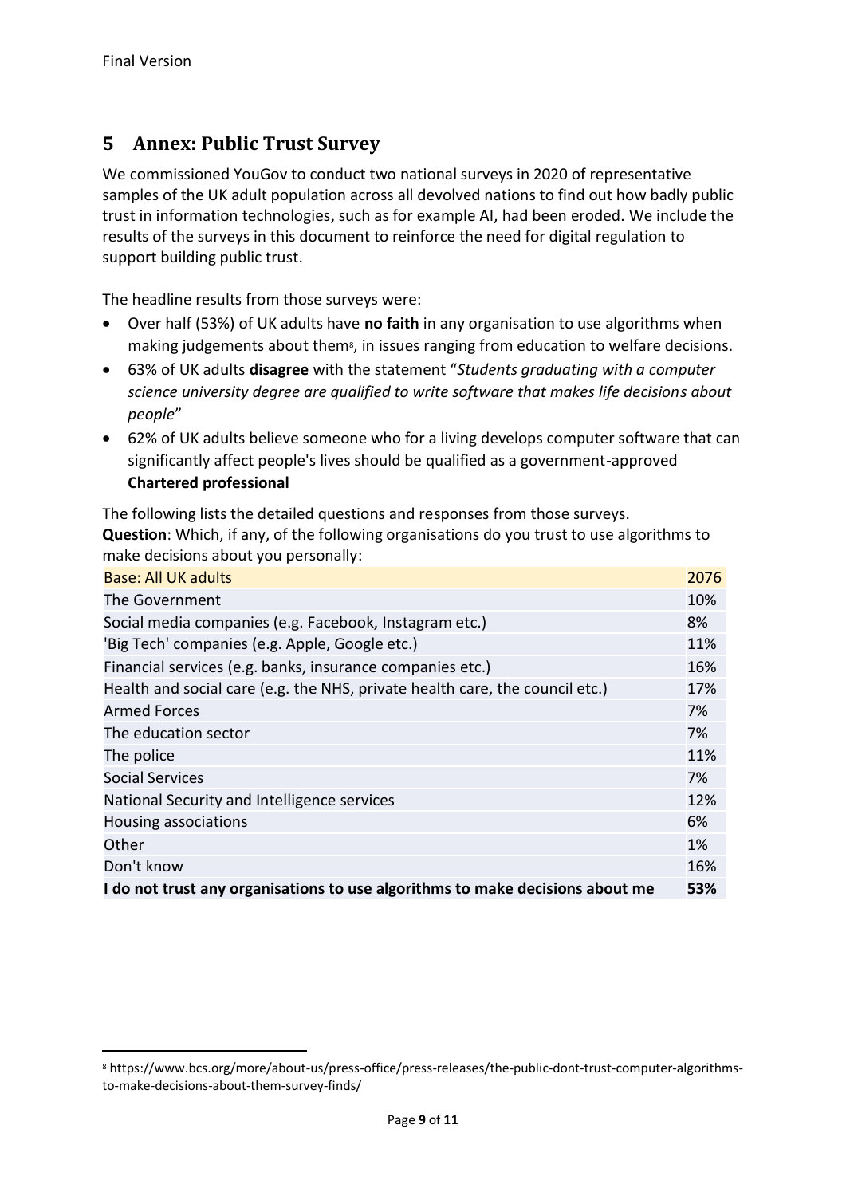## 5 Annex: Public Trust Survey

We commissioned YouGov to conduct two national surveys in 2020 of representative samples of the UK adult population across all devolved nations to find out how badly public trust in information technologies, such as for example AI, had been eroded. We include the results of the surveys in this document to reinforce the need for digital regulation to support building public trust.

The headline results from those surveys were:

- Over half (53%) of UK adults have **no faith** in any organisation to use algorithms when making judgements about them[8], in issues ranging from education to welfare decisions.
- 63% of UK adults **disagree** with the statement "*Students graduating with a computer science university degree are qualified to write software that makes life decisions about people*"
- 62% of UK adults believe someone who for a living develops computer software that can significantly affect people's lives should be qualified as a government-approved **Chartered professional**

The following lists the detailed questions and responses from those surveys.
**Question**: Which, if any, of the following organisations do you trust to use algorithms to make decisions about you personally:

| Base: All UK adults | 2076 |
|---|---|
| The Government | 10% |
| Social media companies (e.g. Facebook, Instagram etc.) | 8% |
| 'Big Tech' companies (e.g. Apple, Google etc.) | 11% |
| Financial services (e.g. banks, insurance companies etc.) | 16% |
| Health and social care (e.g. the NHS, private health care, the council etc.) | 17% |
| Armed Forces | 7% |
| The education sector | 7% |
| The police | 11% |
| Social Services | 7% |
| National Security and Intelligence services | 12% |
| Housing associations | 6% |
| Other | 1% |
| Don't know | 16% |
| **I do not trust any organisations to use algorithms to make decisions about me** | **53%** |

[8] https://www.bcs.org/more/about-us/press-office/press-releases/the-public-dont-trust-computer-algorithms-to-make-decisions-about-them-survey-finds/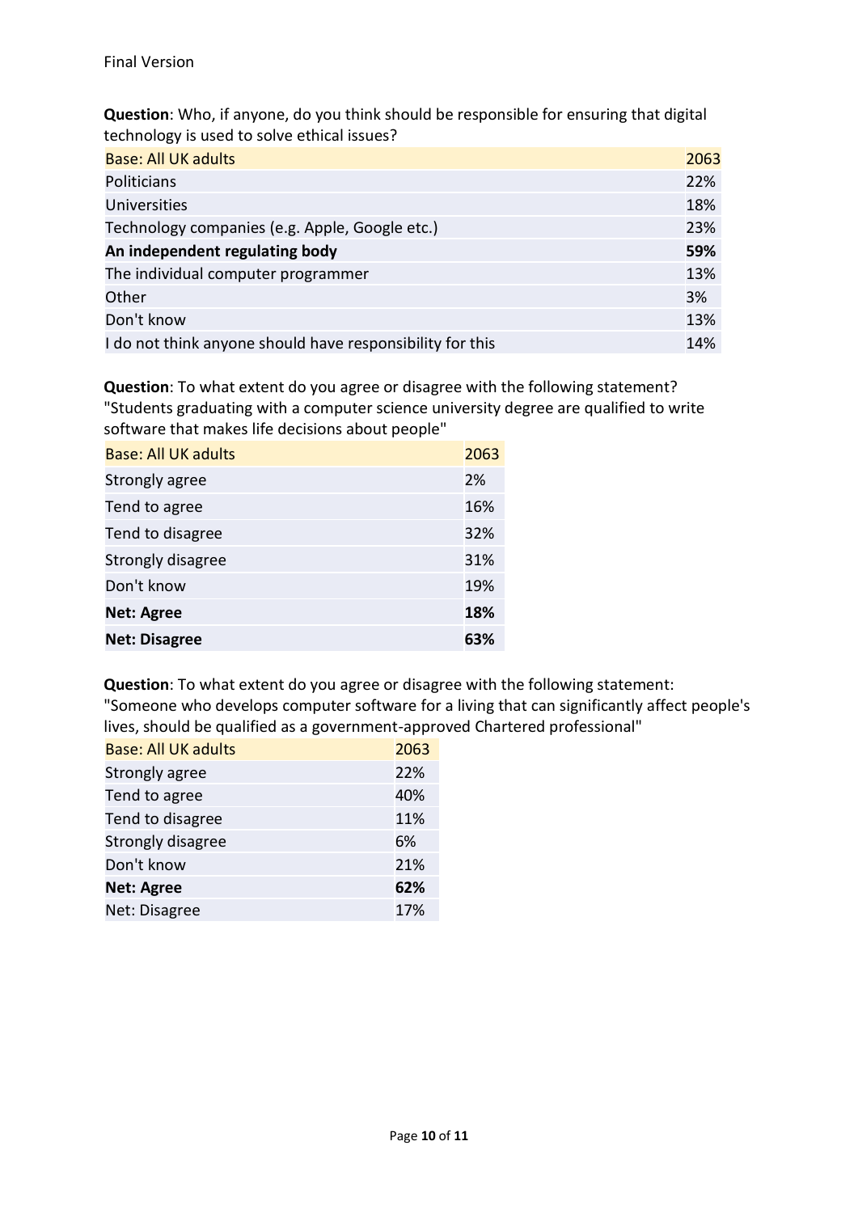**Question**: Who, if anyone, do you think should be responsible for ensuring that digital technology is used to solve ethical issues?

| Base: All UK adults | 2063 |
|---|---|
| Politicians | 22% |
| Universities | 18% |
| Technology companies (e.g. Apple, Google etc.) | 23% |
| **An independent regulating body** | **59%** |
| The individual computer programmer | 13% |
| Other | 3% |
| Don't know | 13% |
| I do not think anyone should have responsibility for this | 14% |

**Question**: To what extent do you agree or disagree with the following statement? "Students graduating with a computer science university degree are qualified to write software that makes life decisions about people"

| Base: All UK adults | 2063 |
|---|---|
| Strongly agree | 2% |
| Tend to agree | 16% |
| Tend to disagree | 32% |
| Strongly disagree | 31% |
| Don't know | 19% |
| **Net: Agree** | **18%** |
| **Net: Disagree** | **63%** |

**Question**: To what extent do you agree or disagree with the following statement: "Someone who develops computer software for a living that can significantly affect people's lives, should be qualified as a government-approved Chartered professional"

| Base: All UK adults | 2063 |
|---|---|
| Strongly agree | 22% |
| Tend to agree | 40% |
| Tend to disagree | 11% |
| Strongly disagree | 6% |
| Don't know | 21% |
| **Net: Agree** | **62%** |
| Net: Disagree | 17% |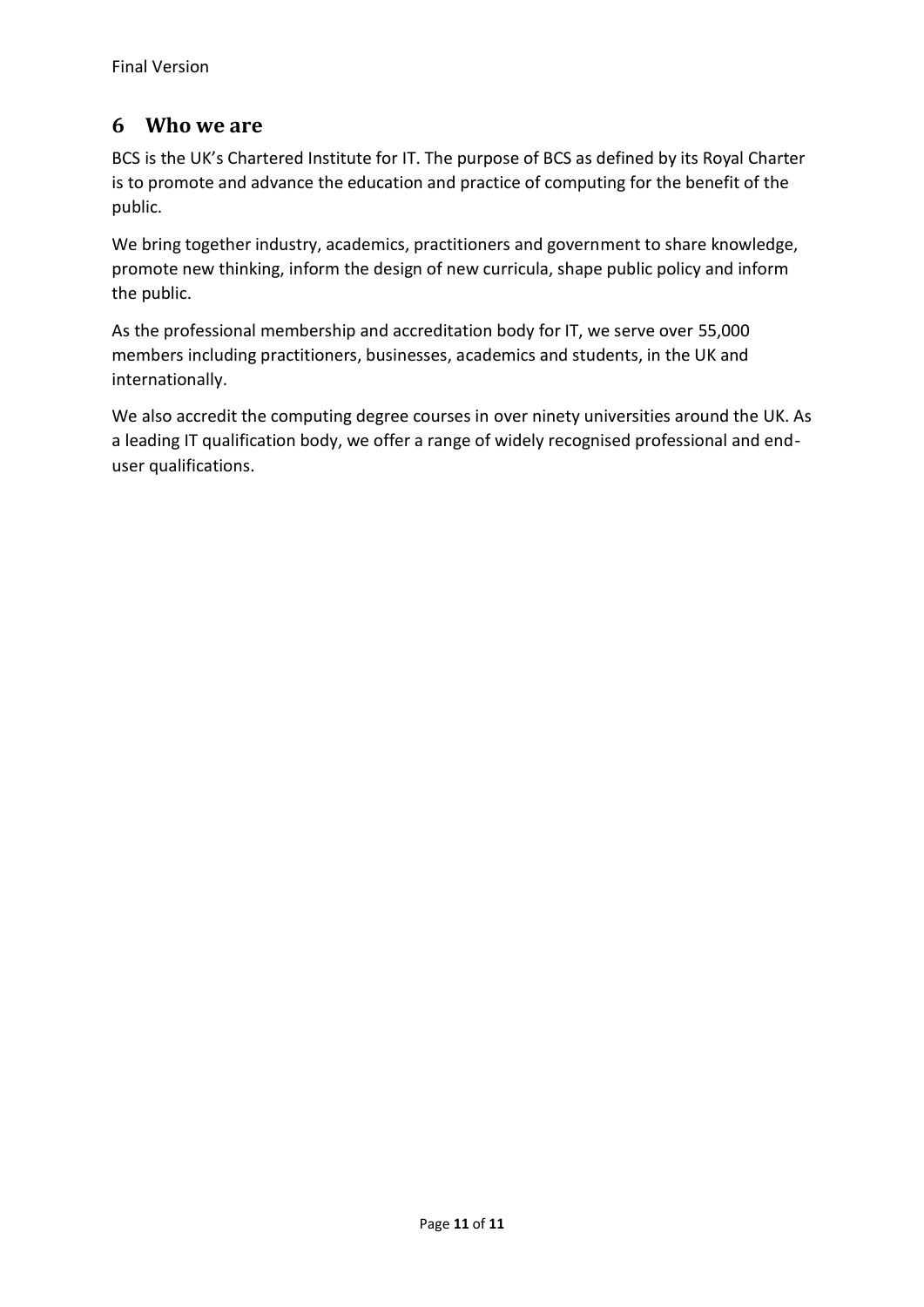## 6 Who we are

BCS is the UK's Chartered Institute for IT. The purpose of BCS as defined by its Royal Charter is to promote and advance the education and practice of computing for the benefit of the public.

We bring together industry, academics, practitioners and government to share knowledge, promote new thinking, inform the design of new curricula, shape public policy and inform the public.

As the professional membership and accreditation body for IT, we serve over 55,000 members including practitioners, businesses, academics and students, in the UK and internationally.

We also accredit the computing degree courses in over ninety universities around the UK. As a leading IT qualification body, we offer a range of widely recognised professional and end-user qualifications.